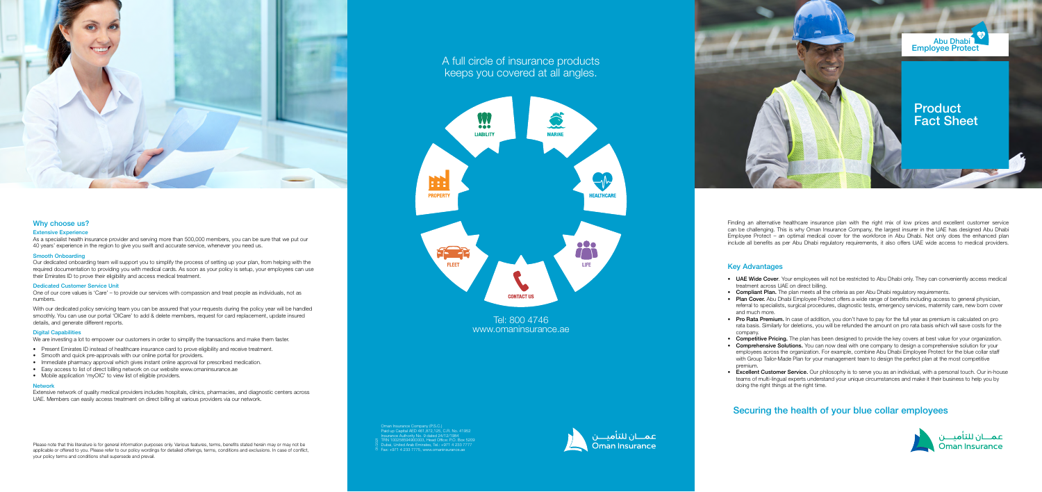## Why choose us?

### Extensive Experience

As a specialist health insurance provider and serving more than 500,000 members, you can be sure that we put our 40 years' experience in the region to give you swift and accurate service, whenever you need us.

### Smooth Onboarding

Our dedicated onboarding team will support you to simplify the process of setting up your plan, from helping with the required documentation to providing you with medical cards. As soon as your policy is setup, your employees can use their Emirates ID to prove their eligibility and access medical treatment.

### Dedicated Customer Service Unit

One of our core values is 'Care' – to provide our services with compassion and treat people as individuals, not as numbers.

With our dedicated policy servicing team you can be assured that your requests during the policy year will be handled smoothly. You can use our portal 'OICare' to add & delete members, request for card replacement, update insured details, and generate different reports.

### Digital Capabilities

We are investing a lot to empower our customers in order to simplify the transactions and make them faster.

- Present Emirates ID instead of healthcare insurance card to prove eligibility and receive treatment.
- Smooth and quick pre-approvals with our online portal for providers.
- Immediate pharmacy approval which gives instant online approval for prescribed medication.
- Easy access to list of direct billing network on our website www.omaninsurance.ae
- Mobile application 'myOIC' to view list of eligible providers.

### Network

Extensive network of quality medical providers includes hospitals, clinics, pharmacies, and diagnostic centers across UAE. Members can easily access treatment on direct billing at various providers via our network.

Please note that this literature is for general information purposes only. Various features, terms, benefits stated herein may or may not be applicable or offered to you. Please refer to our policy wordings for detailed offerings, terms, conditions and exclusions. In case of conflict, your policy terms and conditions shall supersede and prevail.

## A full circle of insurance products keeps you covered at all angles.

LIABILITY
MARINE
PROPERTY
HEALTHCARE
FLEET
LIFE
CONTACT US

Tel: 800 4746
www.omaninsurance.ae

Oman Insurance Company (P.S.C.)
Paid up Capital AED 461,872,125, C.R. No. 41962
Insurance Authority No. 9 dated 24/12/1984
TRN 100258949900003, Head Office: P.O. Box 5209
Dubai, United Arab Emirates, Tel.: +971 4 233 7777
Fax: +971 4 233 7775, www.omaninsurance.ae

عمـــان للتأميـــن
Oman Insurance

Abu Dhabi Employee Protect

# Product Fact Sheet

Finding an alternative healthcare insurance plan with the right mix of low prices and excellent customer service can be challenging. This is why Oman Insurance Company, the largest insurer in the UAE has designed Abu Dhabi Employee Protect – an optimal medical cover for the workforce in Abu Dhabi. Not only does the enhanced plan include all benefits as per Abu Dhabi regulatory requirements, it also offers UAE wide access to medical providers.

## Key Advantages

- **UAE Wide Cover**. Your employees will not be restricted to Abu Dhabi only. They can conveniently access medical treatment across UAE on direct billing.
- **Compliant Plan.** The plan meets all the criteria as per Abu Dhabi regulatory requirements.
- **Plan Cover.** Abu Dhabi Employee Protect offers a wide range of benefits including access to general physician, referral to specialists, surgical procedures, diagnostic tests, emergency services, maternity care, new born cover and much more.
- **Pro Rata Premium.** In case of addition, you don't have to pay for the full year as premium is calculated on pro rata basis. Similarly for deletions, you will be refunded the amount on pro rata basis which will save costs for the company.
- **Competitive Pricing.** The plan has been designed to provide the key covers at best value for your organization.
- **Comprehensive Solutions.** You can now deal with one company to design a comprehensive solution for your employees across the organization. For example, combine Abu Dhabi Employee Protect for the blue collar staff with Group Tailor-Made Plan for your management team to design the perfect plan at the most competitive premium.
- **Excellent Customer Service.** Our philosophy is to serve you as an individual, with a personal touch. Our in-house teams of multi-lingual experts understand your unique circumstances and make it their business to help you by doing the right things at the right time.

## Securing the health of your blue collar employees

عمـــان للتأميـــن
Oman Insurance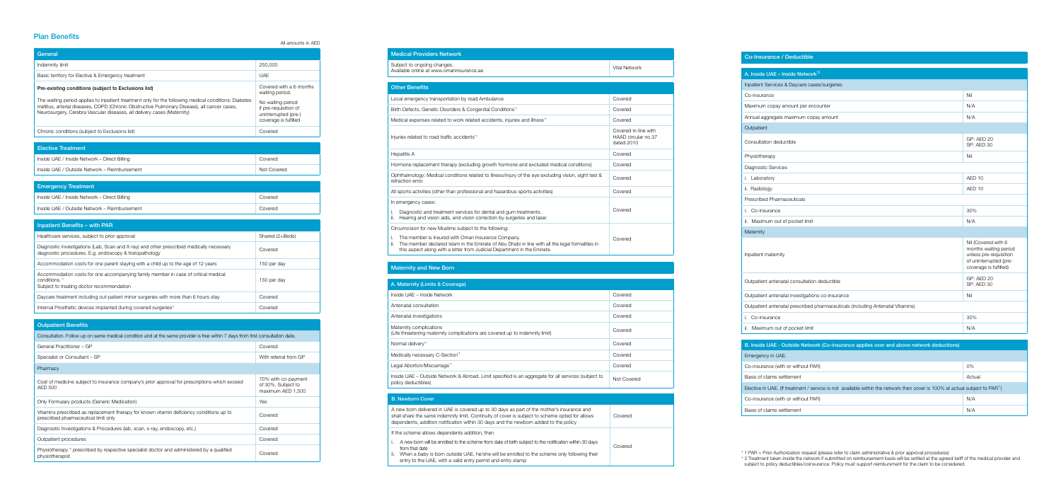## Plan Benefits

All amounts in AED

| General | |
|---|---|
| Indemnity limit | 250,000 |
| Basic territory for Elective & Emergency treatment | UAE |
| **Pre-existing conditions (subject to Exclusions list)**<br><br>The waiting period applies to inpatient treatment only for the following medical conditions: Diabetes mellitus, arterial diseases, COPD (Chronic Obstructive Pulmonary Disease), all cancer cases, Neurosurgery, Cerebra Vascular diseases, all delivery cases (Maternity) | Covered with a 6 months waiting period.<br><br>No waiting period if pre-requisition of uninterrupted (pre-) coverage is fulfilled |
| Chronic conditions (subject to Exclusions list) | Covered |

| Elective Treatment | |
|---|---|
| Inside UAE / Inside Network – Direct Billing | Covered |
| Inside UAE / Outside Network – Reimbursement | Not Covered |

| Emergency Treatment | |
|---|---|
| Inside UAE / Inside Network – Direct Billing | Covered |
| Inside UAE / Outside Network – Reimbursement | Covered |

| Inpatient Benefits – with PAR | |
|---|---|
| Healthcare services, subject to prior approval | Shared (2+Beds) |
| Diagnostic investigations (Lab, Scan and X-ray) and other prescribed medically necessary diagnostic procedures. E.g. endoscopy & histopathology | Covered |
| Accommodation costs for one parent staying with a child up to the age of 12 years | 150 per day |
| Accommodation costs for one accompanying family member in case of critical medical conditions.[1]<br>Subject to treating doctor recommendation | 150 per day |
| Daycare treatment including out-patient minor surgeries with more than 6 hours stay | Covered |
| Internal Prosthetic devices implanted during covered surgeries[1] | Covered |

| Outpatient Benefits | |
|---|---|
| Consultation. Follow up on same medical condition and at the same provider is free within 7 days from first consultation date. | |
| General Practitioner – GP | Covered |
| Specialist or Consultant – SP | With referral from GP |
| Pharmacy | |
| Cost of medicine subject to insurance company's prior approval for prescriptions which exceed AED 500 | 70% with co-payment of 30%. Subject to maximum AED 1,500 |
| Only Formulary products (Generic Medication) | Yes |
| Vitamins prescribed as replacement therapy for known vitamin deficiency conditions up to prescribed pharmaceutical limit only | Covered |
| Diagnostic Investigations & Procedures (lab, scan, x-ray, endoscopy, etc.) | Covered |
| Outpatient procedures | Covered |
| Physiotherapy [1] prescribed by respective specialist doctor and administered by a qualified physiotherapist | Covered |

| Medical Providers Network | |
|---|---|
| Subject to ongoing changes.<br>Available online at www.omaninsurance.ae | Vital Network |

| Other Benefits | |
|---|---|
| Local emergency transportation by road Ambulance | Covered |
| Birth Defects, Genetic Disorders & Congenital Conditions[1] | Covered |
| Medical expenses related to work related accidents, injuries and illness[1] | Covered |
| Injuries related to road traffic accidents[1] | Covered in-line with HAAD circular no.37 dated 2010 |
| Hepatitis A | Covered |
| Hormone replacement therapy (excluding growth hormone and excluded medical conditions) | Covered |
| Ophthalmology: Medical conditions related to illness/injury of the eye excluding vision, sight test & refraction error. | Covered |
| All sports activities (other than professional and hazardous sports activities) | Covered |
| In emergency cases:<br>i. Diagnostic and treatment services for dental and gum treatments.<br>ii. Hearing and vision aids, and vision correction by surgeries and laser. | Covered |
| Circumcision for new Muslims subject to the following:<br>i. The member is insured with Oman Insurance Company.<br>ii. The member declared Islam in the Emirate of Abu Dhabi in line with all the legal formalities in this aspect along with a letter from Judicial Department in the Emirate. | Covered |

### Maternity and New Born

| A. Maternity (Limits & Coverage) | |
|---|---|
| Inside UAE – Inside Network | Covered |
| Antenatal consultation | Covered |
| Antenatal investigations | Covered |
| Maternity complications<br>(Life threatening maternity complications are covered up to indemnity limit) | Covered |
| Normal delivery[1] | Covered |
| Medically necessary C-Section[1] | Covered |
| Legal Abortion/Miscarriage[1] | Covered |
| Inside UAE – Outside Network & Abroad. Limit specified is an aggregate for all services (subject to policy deductibles) | Not Covered |

| B. Newborn Cover | |
|---|---|
| A new born delivered in UAE is covered up to 30 days as part of the mother's insurance and shall share the same indemnity limit. Continuity of cover is subject to scheme opted for allows dependents, addition notification within 30 days and the newborn added to the policy | Covered |
| If the scheme allows dependents addition, then<br>i. A new born will be enrolled to the scheme from date of birth subject to the notification within 30 days from that date<br>ii. When a baby is born outside UAE, he/she will be enrolled to the scheme only following their entry to the UAE, with a valid entry permit and entry stamp | Covered |

### Co-Insurance / Deductible

| A. Inside UAE – Inside Network[2] | |
|---|---|
| Inpatient Services & Daycare cases/surgeries | |
| Co-insurance | Nil |
| Maximum copay amount per encounter | N/A |
| Annual aggregate maximum copay amount | N/A |
| Outpatient | |
| Consultation deductible | GP: AED 20<br>SP: AED 30 |
| Physiotherapy | Nil |
| Diagnostic Services | |
| i. Laboratory | AED 10 |
| ii. Radiology | AED 10 |
| Prescribed Pharmaceuticals | |
| i. Co-insurance | 30% |
| ii. Maximum out of pocket limit | N/A |
| Maternity | |
| Inpatient maternity | Nil (Covered with 6 months waiting period unless pre-requisition of uninterrupted (pre-coverage is fulfilled) |
| Outpatient antenatal consultation deductible | GP: AED 20<br>SP: AED 30 |
| Outpatient antenatal investigations co-insurance | Nil |
| Outpatient antenatal prescribed pharmaceuticals (including Antenatal Vitamins) | |
| i. Co-insurance | 30% |
| ii. Maximum out of pocket limit | N/A |

| B. Inside UAE - Outside Network (Co-insurance applies over and above network deductions) | |
|---|---|
| Emergency in UAE. | |
| Co-insurance (with or without PAR) | 0% |
| Basis of claims settlement | Actual |
| Elective in UAE. (If treatment / service is not available within the network then cover is 100% at actual subject to PAR[1]) | |
| Co-insurance (with or without PAR) | N/A |
| Basis of claims settlement | N/A |

[1] 1 PAR = Prior Authorization request (please refer to claim administrative & prior approval procedures)

[2] 2 Treatment taken inside the network if submitted on reimbursement basis will be settled at the agreed tariff of the medical provider and subject to policy deductibles/coinsurance. Policy must support reimbursement for the claim to be considered.